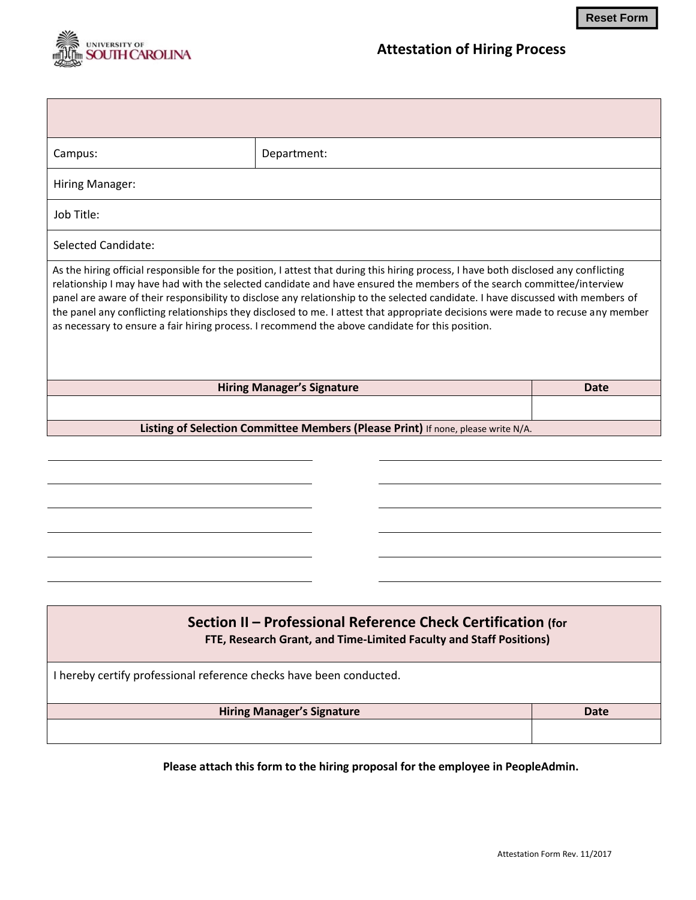UNIVERSITY OF SOUTH CAROLINA

# Attestation of Hiring Process

| Campus: | Department: |
|---|---|
| Hiring Manager: | |
| Job Title: | |
| Selected Candidate: | |

As the hiring official responsible for the position, I attest that during this hiring process, I have both disclosed any conflicting relationship I may have had with the selected candidate and have ensured the members of the search committee/interview panel are aware of their responsibility to disclose any relationship to the selected candidate. I have discussed with members of the panel any conflicting relationships they disclosed to me. I attest that appropriate decisions were made to recuse any member as necessary to ensure a fair hiring process. I recommend the above candidate for this position.

| **Hiring Manager's Signature** | **Date** |
|---|---|
| | |

**Listing of Selection Committee Members (Please Print)** If none, please write N/A.

| | |
|---|---|
| | |
| | |
| | |
| | |
| | |
| | |

## Section II – Professional Reference Check Certification (for FTE, Research Grant, and Time-Limited Faculty and Staff Positions)

I hereby certify professional reference checks have been conducted.

| **Hiring Manager's Signature** | **Date** |
|---|---|
| | |

**Please attach this form to the hiring proposal for the employee in PeopleAdmin.**

Attestation Form Rev. 11/2017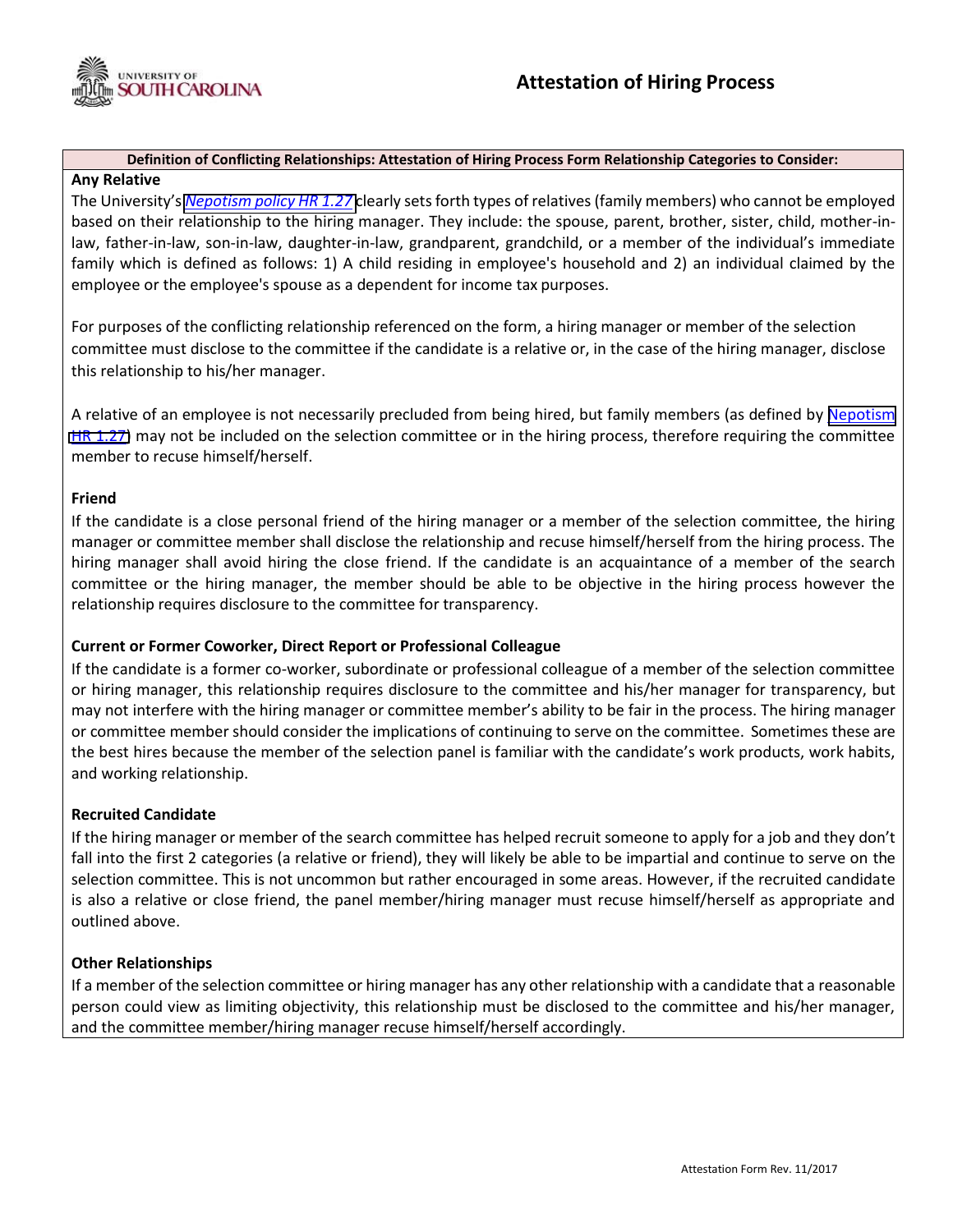# Attestation of Hiring Process

**Definition of Conflicting Relationships: Attestation of Hiring Process Form Relationship Categories to Consider:**

### Any Relative

The University's *Nepotism policy HR 1.27* clearly sets forth types of relatives (family members) who cannot be employed based on their relationship to the hiring manager. They include: the spouse, parent, brother, sister, child, mother-in-law, father-in-law, son-in-law, daughter-in-law, grandparent, grandchild, or a member of the individual's immediate family which is defined as follows: 1) A child residing in employee's household and 2) an individual claimed by the employee or the employee's spouse as a dependent for income tax purposes.

For purposes of the conflicting relationship referenced on the form, a hiring manager or member of the selection committee must disclose to the committee if the candidate is a relative or, in the case of the hiring manager, disclose this relationship to his/her manager.

A relative of an employee is not necessarily precluded from being hired, but family members (as defined by Nepotism HR 1.27) may not be included on the selection committee or in the hiring process, therefore requiring the committee member to recuse himself/herself.

### Friend

If the candidate is a close personal friend of the hiring manager or a member of the selection committee, the hiring manager or committee member shall disclose the relationship and recuse himself/herself from the hiring process. The hiring manager shall avoid hiring the close friend. If the candidate is an acquaintance of a member of the search committee or the hiring manager, the member should be able to be objective in the hiring process however the relationship requires disclosure to the committee for transparency.

### Current or Former Coworker, Direct Report or Professional Colleague

If the candidate is a former co-worker, subordinate or professional colleague of a member of the selection committee or hiring manager, this relationship requires disclosure to the committee and his/her manager for transparency, but may not interfere with the hiring manager or committee member's ability to be fair in the process. The hiring manager or committee member should consider the implications of continuing to serve on the committee. Sometimes these are the best hires because the member of the selection panel is familiar with the candidate's work products, work habits, and working relationship.

### Recruited Candidate

If the hiring manager or member of the search committee has helped recruit someone to apply for a job and they don't fall into the first 2 categories (a relative or friend), they will likely be able to be impartial and continue to serve on the selection committee. This is not uncommon but rather encouraged in some areas. However, if the recruited candidate is also a relative or close friend, the panel member/hiring manager must recuse himself/herself as appropriate and outlined above.

### Other Relationships

If a member of the selection committee or hiring manager has any other relationship with a candidate that a reasonable person could view as limiting objectivity, this relationship must be disclosed to the committee and his/her manager, and the committee member/hiring manager recuse himself/herself accordingly.

Attestation Form Rev. 11/2017